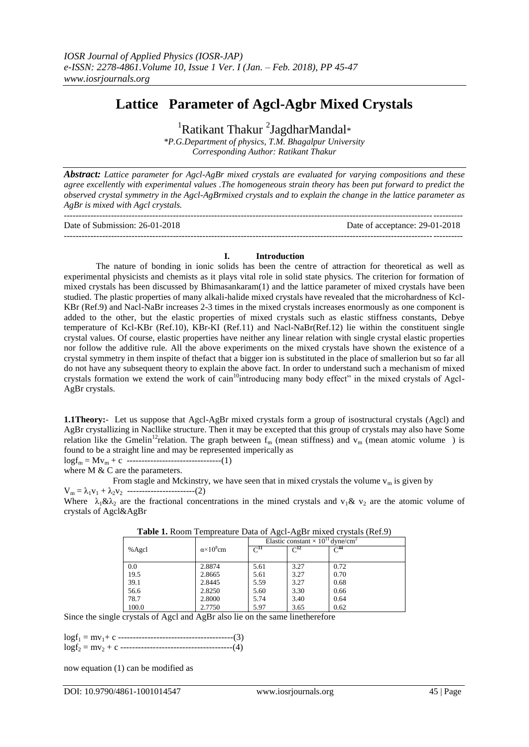*IOSR Journal of Applied Physics (IOSR-JAP)*
*e-ISSN: 2278-4861.Volume 10, Issue 1 Ver. I (Jan. – Feb. 2018), PP 45-47*
*www.iosrjournals.org*

# Lattice Parameter of Agcl-Agbr Mixed Crystals

[1]Ratikant Thakur [2]JagdharMandal*

*\*P.G.Department of physics, T.M. Bhagalpur University*
*Corresponding Author: Ratikant Thakur*

***Abstract:*** *Lattice parameter for Agcl-AgBr mixed crystals are evaluated for varying compositions and these agree excellently with experimental values .The homogeneous strain theory has been put forward to predict the observed crystal symmetry in the Agcl-AgBrmixed crystals and to explain the change in the lattice parameter as AgBr is mixed with Agcl crystals.*

---

Date of Submission: 26-01-2018 Date of acceptance: 29-01-2018

---

## I. Introduction

The nature of bonding in ionic solids has been the centre of attraction for theoretical as well as experimental physicists and chemists as it plays vital role in solid state physics. The criterion for formation of mixed crystals has been discussed by Bhimasankaram(1) and the lattice parameter of mixed crystals have been studied. The plastic properties of many alkali-halide mixed crystals have revealed that the microhardness of Kcl-KBr (Ref.9) and Nacl-NaBr increases 2-3 times in the mixed crystals increases enormously as one component is added to the other, but the elastic properties of mixed crystals such as elastic stiffness constants, Debye temperature of Kcl-KBr (Ref.10), KBr-KI (Ref.11) and Nacl-NaBr(Ref.12) lie within the constituent single crystal values. Of course, elastic properties have neither any linear relation with single crystal elastic properties nor follow the additive rule. All the above experiments on the mixed crystals have shown the existence of a crystal symmetry in them inspite of thefact that a bigger ion is substituted in the place of smallerion but so far all do not have any subsequent theory to explain the above fact. In order to understand such a mechanism of mixed crystals formation we extend the work of cain[10]introducing many body effect" in the mixed crystals of Agcl-AgBr crystals.

**1.1Theory:-** Let us suppose that Agcl-AgBr mixed crystals form a group of isostructural crystals (Agcl) and AgBr crystallizing in Nacllike structure. Then it may be excepted that this group of crystals may also have Some relation like the Gmelin[12]relation. The graph between $f_m$ (mean stiffness) and $v_m$ (mean atomic volume ) is found to be a straight line and may be represented imperically as

$\log f_m = Mv_m + c$ --------------------------------(1)

where M & C are the parameters.

From stagle and Mckinstry, we have seen that in mixed crystals the volume $v_m$ is given by

$V_m = \lambda_1 v_1 + \lambda_2 v_2$ -----------------------(2)

Where $\lambda_1 \& \lambda_2$ are the fractional concentrations in the mined crystals and $v_1 \& \ v_2$ are the atomic volume of crystals of Agcl&AgBr

**Table 1.** Room Tempreature Data of Agcl-AgBr mixed crystals (Ref.9)

| %Agcl | $\alpha \times 10^8$cm | Elastic constant $\times 10^{11}$ dyne/cm$^2$ | | |
|---|---|---|---|---|
| | | $C^{11}$ | $C^{12}$ | $C^{44}$ |
| 0.0 | 2.8874 | 5.61 | 3.27 | 0.72 |
| 19.5 | 2.8665 | 5.61 | 3.27 | 0.70 |
| 39.1 | 2.8445 | 5.59 | 3.27 | 0.68 |
| 56.6 | 2.8250 | 5.60 | 3.30 | 0.66 |
| 78.7 | 2.8000 | 5.74 | 3.40 | 0.64 |
| 100.0 | 2.7750 | 5.97 | 3.65 | 0.62 |

Since the single crystals of Agcl and AgBr also lie on the same linetherefore

$\log f_1 = mv_1 + c$ ---------------------------------------(3)

$\log f_2 = mv_2 + c$ --------------------------------------(4)

now equation (1) can be modified as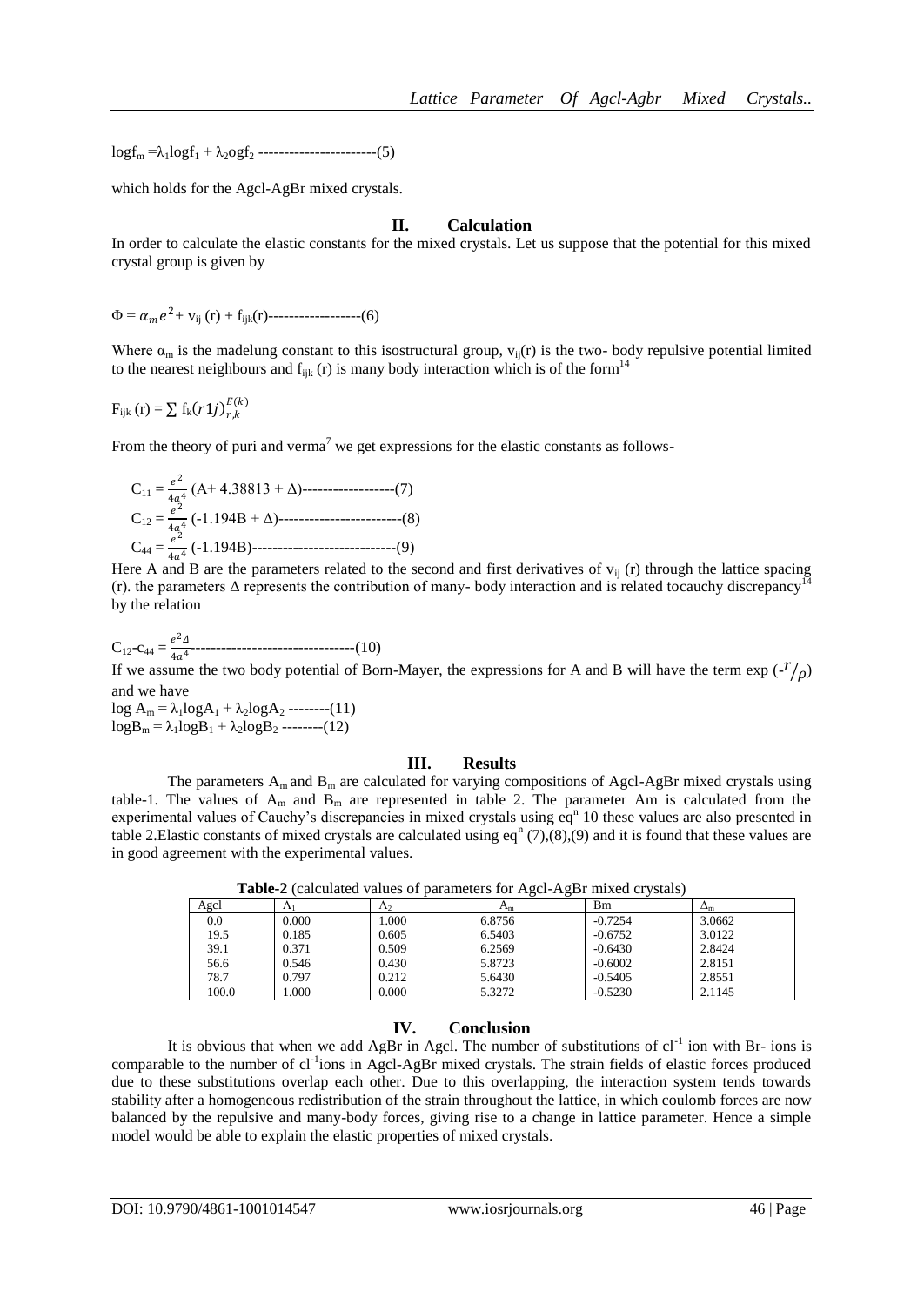$\log f_m = \lambda_1 \log f_1 + \lambda_2 \text{ogf}_2$ -----------------------(5)

which holds for the Agcl-AgBr mixed crystals.

## II. Calculation

In order to calculate the elastic constants for the mixed crystals. Let us suppose that the potential for this mixed crystal group is given by

$$\Phi = \alpha_m e^2 + v_{ij}(r) + f_{ijk}(r) \text{------------------}(6)$$

Where $\alpha_m$ is the madelung constant to this isostructural group, $v_{ij}(r)$ is the two- body repulsive potential limited to the nearest neighbours and $f_{ijk}(r)$ is many body interaction which is of the form[14]

$$F_{ijk}(r) = \sum f_k (r1j)_{r,k}^{E(k)}$$

From the theory of puri and verma[7] we get expressions for the elastic constants as follows-

$$C_{11} = \frac{e^2}{4a^4}(A + 4.38813 + \Delta) \text{------------------}(7)$$

$$C_{12} = \frac{e^2}{4a^4}(-1.194B + \Delta) \text{------------------------}(8)$$

$$C_{44} = \frac{e^2}{4a^4}(-1.194B) \text{----------------------------}(9)$$

Here A and B are the parameters related to the second and first derivatives of $v_{ij}(r)$ through the lattice spacing (r). the parameters $\Delta$ represents the contribution of many- body interaction and is related tocauchy discrepancy[14] by the relation

$$C_{12} - c_{44} = \frac{e^2 \Delta}{4a^4} \text{--------------------------------}(10)$$

If we assume the two body potential of Born-Mayer, the expressions for A and B will have the term $\exp(-r/\rho)$ and we have

$\log A_m = \lambda_1 \log A_1 + \lambda_2 \log A_2$ --------(11)

$\log B_m = \lambda_1 \log B_1 + \lambda_2 \log B_2$ --------(12)

## III. Results

The parameters $A_m$ and $B_m$ are calculated for varying compositions of Agcl-AgBr mixed crystals using table-1. The values of $A_m$ and $B_m$ are represented in table 2. The parameter Am is calculated from the experimental values of Cauchy's discrepancies in mixed crystals using eq[n] 10 these values are also presented in table 2.Elastic constants of mixed crystals are calculated using eq[n] (7),(8),(9) and it is found that these values are in good agreement with the experimental values.

**Table-2** (calculated values of parameters for Agcl-AgBr mixed crystals)

| Agcl | $\Lambda_1$ | $\Lambda_2$ | $A_m$ | Bm | $\Delta_m$ |
|---|---|---|---|---|---|
| 0.0 | 0.000 | 1.000 | 6.8756 | -0.7254 | 3.0662 |
| 19.5 | 0.185 | 0.605 | 6.5403 | -0.6752 | 3.0122 |
| 39.1 | 0.371 | 0.509 | 6.2569 | -0.6430 | 2.8424 |
| 56.6 | 0.546 | 0.430 | 5.8723 | -0.6002 | 2.8151 |
| 78.7 | 0.797 | 0.212 | 5.6430 | -0.5405 | 2.8551 |
| 100.0 | 1.000 | 0.000 | 5.3272 | -0.5230 | 2.1145 |

## IV. Conclusion

It is obvious that when we add AgBr in Agcl. The number of substitutions of $cl^{-1}$ ion with Br- ions is comparable to the number of $cl^{-1}$ions in Agcl-AgBr mixed crystals. The strain fields of elastic forces produced due to these substitutions overlap each other. Due to this overlapping, the interaction system tends towards stability after a homogeneous redistribution of the strain throughout the lattice, in which coulomb forces are now balanced by the repulsive and many-body forces, giving rise to a change in lattice parameter. Hence a simple model would be able to explain the elastic properties of mixed crystals.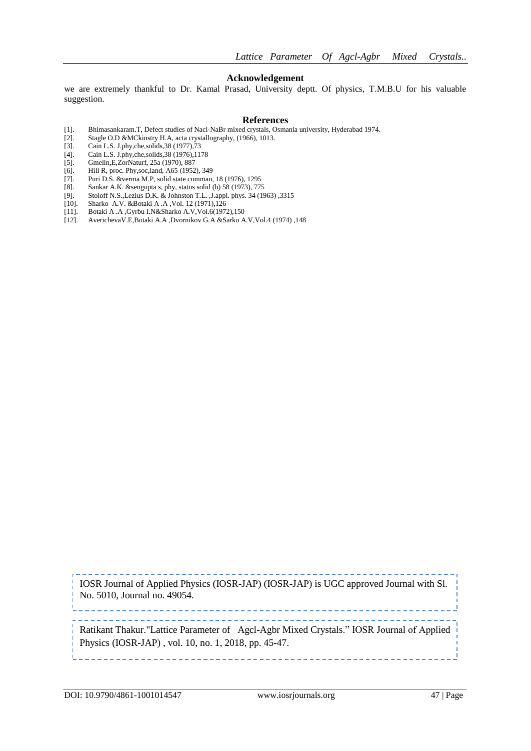## Acknowledgement

we are extremely thankful to Dr. Kamal Prasad, University deptt. Of physics, T.M.B.U for his valuable suggestion.

## References

[1]. Bhimasankaram.T, Defect studies of Nacl-NaBr mixed crystals, Osmania university, Hyderabad 1974.
[2]. Stagle O.D &MCkinstry H.A, acta crystallography, (1966), 1013.
[3]. Cain L.S. J.phy,che,solids,38 (1977),73
[4]. Cain L.S. J.phy,che,solids,38 (1976),1178
[5]. Gmelin,E,ZorNaturf, 25a (1970), 887
[6]. Hill R, proc. Phy,soc,land, A65 (1952), 349
[7]. Puri D.S. &verma M.P, solid state comman, 18 (1976), 1295
[8]. Sankar A.K. &sengupta s, phy, status solid (b) 58 (1973), 775
[9]. Stoloff N.S.,Lezius D.K. & Johnston T.L. ,J.appl. phys. 34 (1963) ,3315
[10]. Sharko A.V. &Botaki A .A ,Vol. 12 (1971),126
[11]. Botaki A .A ,Gyrbu I.N&Sharko A.V,Vol.6(1972),150
[12]. AverichevaV.E,Botaki A.A ,Dvornikov G.A &Sarko A.V,Vol.4 (1974) ,148

IOSR Journal of Applied Physics (IOSR-JAP) (IOSR-JAP) is UGC approved Journal with Sl. No. 5010, Journal no. 49054.

Ratikant Thakur."Lattice Parameter of Agcl-Agbr Mixed Crystals." IOSR Journal of Applied Physics (IOSR-JAP) , vol. 10, no. 1, 2018, pp. 45-47.